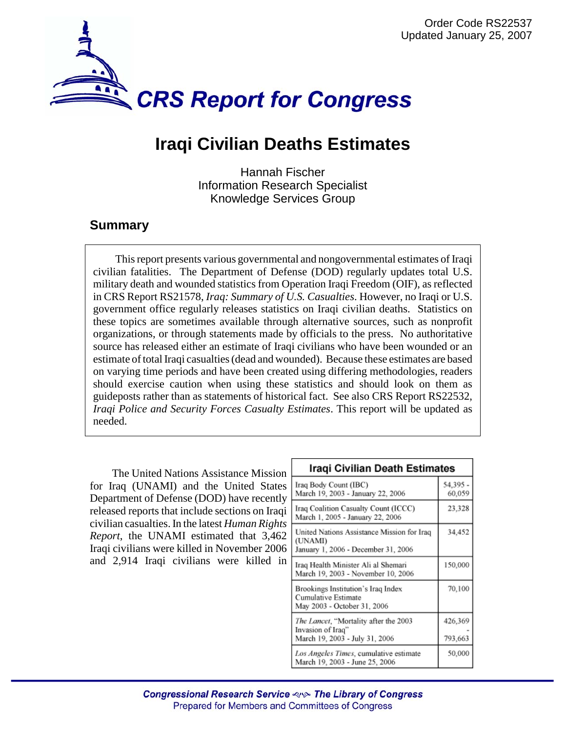Order Code RS22537
Updated January 25, 2007

# CRS Report for Congress

# Iraqi Civilian Deaths Estimates

Hannah Fischer
Information Research Specialist
Knowledge Services Group

## Summary

This report presents various governmental and nongovernmental estimates of Iraqi civilian fatalities. The Department of Defense (DOD) regularly updates total U.S. military death and wounded statistics from Operation Iraqi Freedom (OIF), as reflected in CRS Report RS21578, *Iraq: Summary of U.S. Casualties*. However, no Iraqi or U.S. government office regularly releases statistics on Iraqi civilian deaths. Statistics on these topics are sometimes available through alternative sources, such as nonprofit organizations, or through statements made by officials to the press. No authoritative source has released either an estimate of Iraqi civilians who have been wounded or an estimate of total Iraqi casualties (dead and wounded). Because these estimates are based on varying time periods and have been created using differing methodologies, readers should exercise caution when using these statistics and should look on them as guideposts rather than as statements of historical fact. See also CRS Report RS22532, *Iraqi Police and Security Forces Casualty Estimates*. This report will be updated as needed.

| Iraqi Civilian Death Estimates | |
|---|---|
| Iraq Body Count (IBC) March 19, 2003 - January 22, 2006 | 54,395 - 60,059 |
| Iraq Coalition Casualty Count (ICCC) March 1, 2005 - January 22, 2006 | 23,328 |
| United Nations Assistance Mission for Iraq (UNAMI) January 1, 2006 - December 31, 2006 | 34,452 |
| Iraq Health Minister Ali al Shemari March 19, 2003 - November 10, 2006 | 150,000 |
| Brookings Institution's Iraq Index Cumulative Estimate May 2003 - October 31, 2006 | 70,100 |
| *The Lancet*, "Mortality after the 2003 Invasion of Iraq" March 19, 2003 - July 31, 2006 | 426,369 - 793,663 |
| *Los Angeles Times*, cumulative estimate March 19, 2003 - June 25, 2006 | 50,000 |

The United Nations Assistance Mission for Iraq (UNAMI) and the United States Department of Defense (DOD) have recently released reports that include sections on Iraqi civilian casualties. In the latest *Human Rights Report*, the UNAMI estimated that 3,462 Iraqi civilians were killed in November 2006 and 2,914 Iraqi civilians were killed in

Congressional Research Service ˜ The Library of Congress
Prepared for Members and Committees of Congress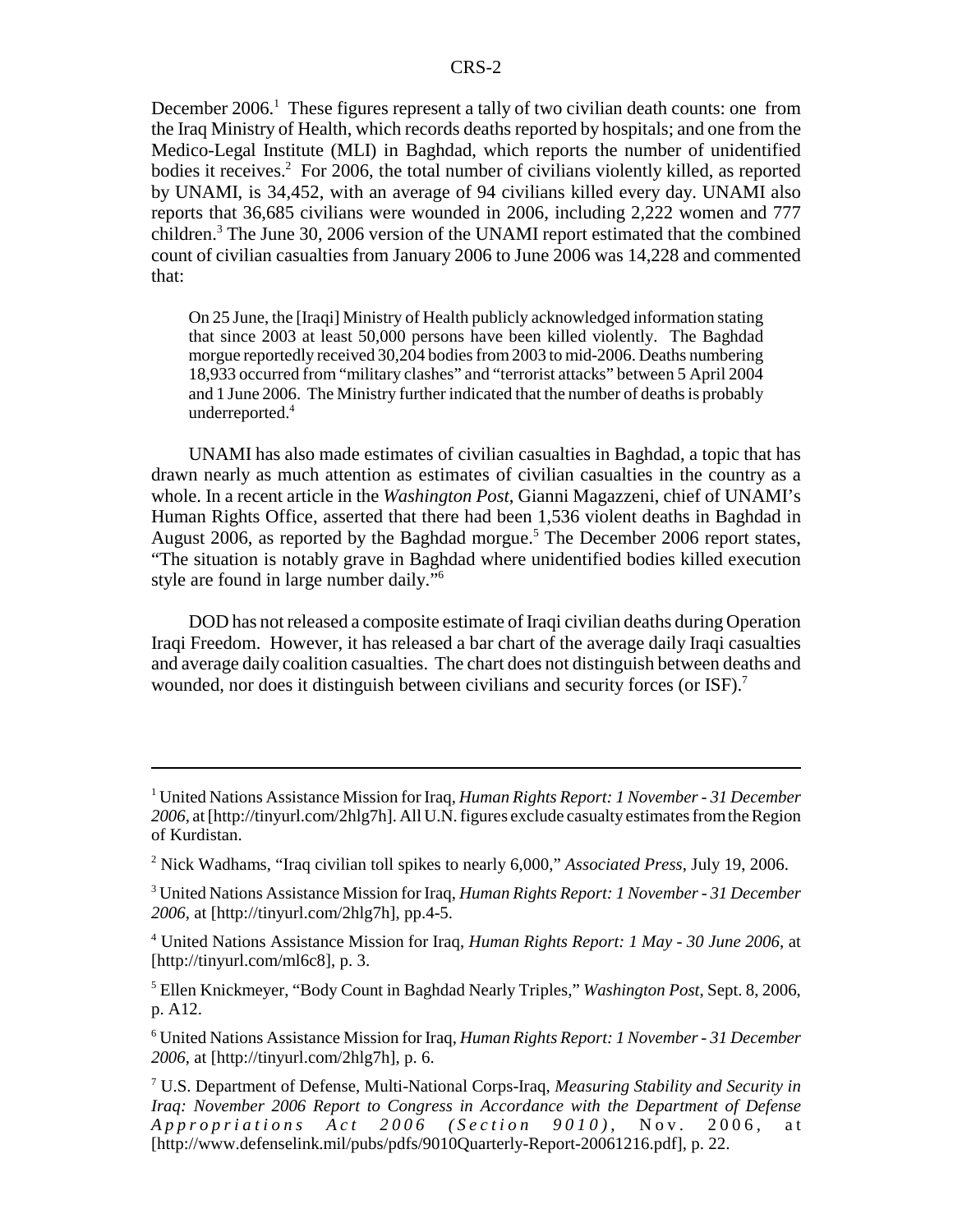December 2006.[1] These figures represent a tally of two civilian death counts: one from the Iraq Ministry of Health, which records deaths reported by hospitals; and one from the Medico-Legal Institute (MLI) in Baghdad, which reports the number of unidentified bodies it receives.[2] For 2006, the total number of civilians violently killed, as reported by UNAMI, is 34,452, with an average of 94 civilians killed every day. UNAMI also reports that 36,685 civilians were wounded in 2006, including 2,222 women and 777 children.[3] The June 30, 2006 version of the UNAMI report estimated that the combined count of civilian casualties from January 2006 to June 2006 was 14,228 and commented that:

> On 25 June, the [Iraqi] Ministry of Health publicly acknowledged information stating that since 2003 at least 50,000 persons have been killed violently. The Baghdad morgue reportedly received 30,204 bodies from 2003 to mid-2006. Deaths numbering 18,933 occurred from "military clashes" and "terrorist attacks" between 5 April 2004 and 1 June 2006. The Ministry further indicated that the number of deaths is probably underreported.[4]

UNAMI has also made estimates of civilian casualties in Baghdad, a topic that has drawn nearly as much attention as estimates of civilian casualties in the country as a whole. In a recent article in the *Washington Post*, Gianni Magazzeni, chief of UNAMI's Human Rights Office, asserted that there had been 1,536 violent deaths in Baghdad in August 2006, as reported by the Baghdad morgue.[5] The December 2006 report states, "The situation is notably grave in Baghdad where unidentified bodies killed execution style are found in large number daily."[6]

DOD has not released a composite estimate of Iraqi civilian deaths during Operation Iraqi Freedom. However, it has released a bar chart of the average daily Iraqi casualties and average daily coalition casualties. The chart does not distinguish between deaths and wounded, nor does it distinguish between civilians and security forces (or ISF).[7]

---

[1] United Nations Assistance Mission for Iraq, *Human Rights Report: 1 November - 31 December 2006*, at [http://tinyurl.com/2hlg7h]. All U.N. figures exclude casualty estimates from the Region of Kurdistan.

[2] Nick Wadhams, "Iraq civilian toll spikes to nearly 6,000," *Associated Press*, July 19, 2006.

[3] United Nations Assistance Mission for Iraq, *Human Rights Report: 1 November - 31 December 2006*, at [http://tinyurl.com/2hlg7h], pp.4-5.

[4] United Nations Assistance Mission for Iraq, *Human Rights Report: 1 May - 30 June 2006*, at [http://tinyurl.com/ml6c8], p. 3.

[5] Ellen Knickmeyer, "Body Count in Baghdad Nearly Triples," *Washington Post*, Sept. 8, 2006, p. A12.

[6] United Nations Assistance Mission for Iraq, *Human Rights Report: 1 November - 31 December 2006*, at [http://tinyurl.com/2hlg7h], p. 6.

[7] U.S. Department of Defense, Multi-National Corps-Iraq, *Measuring Stability and Security in Iraq: November 2006 Report to Congress in Accordance with the Department of Defense Appropriations Act 2006 (Section 9010)*, Nov. 2006, at [http://www.defenselink.mil/pubs/pdfs/9010Quarterly-Report-20061216.pdf], p. 22.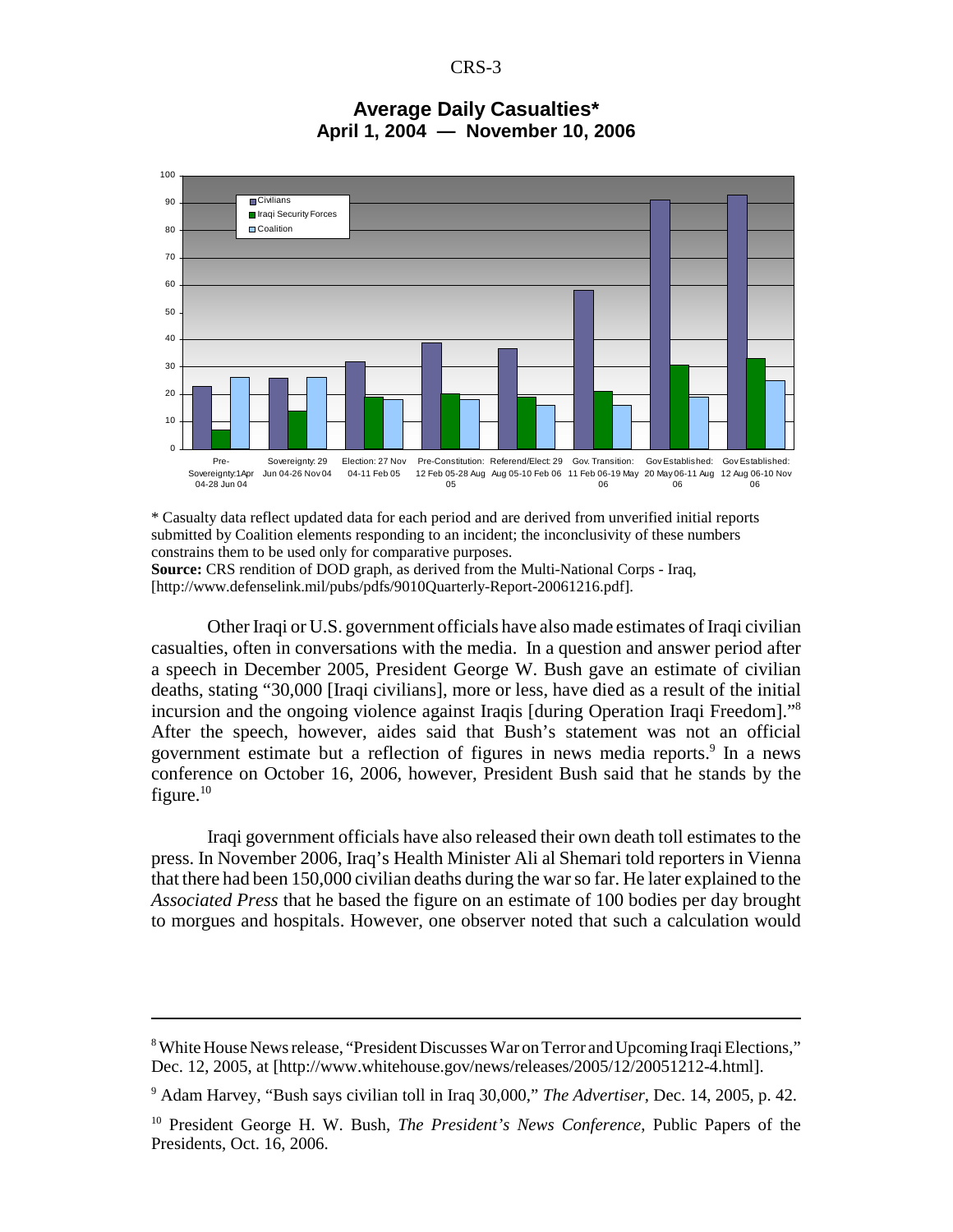**Average Daily Casualties***
**April 1, 2004 — November 10, 2006**

| Period | Civilians | Iraqi Security Forces | Coalition |
|---|---|---|---|
| Pre-Sovereignty:1Apr 04-28 Jun 04 | 23 | 7 | 26 |
| Sovereignty: 29 Jun 04-26 Nov 04 | 26 | 14 | 26 |
| Election: 27 Nov 04-11 Feb 05 | 32 | 19 | 18 |
| Pre-Constitution: 12 Feb 05-28 Aug 05 | 39 | 20 | 18 |
| Referend/Elect: 29 Aug 05-10 Feb 06 | 37 | 19 | 16 |
| Gov. Transition: 11 Feb 06-19 May 06 | 58 | 21 | 16 |
| Gov Established: 20 May 06-11 Aug 06 | 91 | 31 | 19 |
| Gov Established: 12 Aug 06-10 Nov 06 | 93 | 33 | 25 |

* Casualty data reflect updated data for each period and are derived from unverified initial reports submitted by Coalition elements responding to an incident; the inconclusivity of these numbers constrains them to be used only for comparative purposes.

**Source:** CRS rendition of DOD graph, as derived from the Multi-National Corps - Iraq, [http://www.defenselink.mil/pubs/pdfs/9010Quarterly-Report-20061216.pdf].

Other Iraqi or U.S. government officials have also made estimates of Iraqi civilian casualties, often in conversations with the media. In a question and answer period after a speech in December 2005, President George W. Bush gave an estimate of civilian deaths, stating "30,000 [Iraqi civilians], more or less, have died as a result of the initial incursion and the ongoing violence against Iraqis [during Operation Iraqi Freedom]."[8] After the speech, however, aides said that Bush's statement was not an official government estimate but a reflection of figures in news media reports.[9] In a news conference on October 16, 2006, however, President Bush said that he stands by the figure.[10]

Iraqi government officials have also released their own death toll estimates to the press. In November 2006, Iraq's Health Minister Ali al Shemari told reporters in Vienna that there had been 150,000 civilian deaths during the war so far. He later explained to the *Associated Press* that he based the figure on an estimate of 100 bodies per day brought to morgues and hospitals. However, one observer noted that such a calculation would

---

[8] White House News release, "President Discusses War on Terror and Upcoming Iraqi Elections," Dec. 12, 2005, at [http://www.whitehouse.gov/news/releases/2005/12/20051212-4.html].

[9] Adam Harvey, "Bush says civilian toll in Iraq 30,000," *The Advertiser*, Dec. 14, 2005, p. 42.

[10] President George H. W. Bush, *The President's News Conference*, Public Papers of the Presidents, Oct. 16, 2006.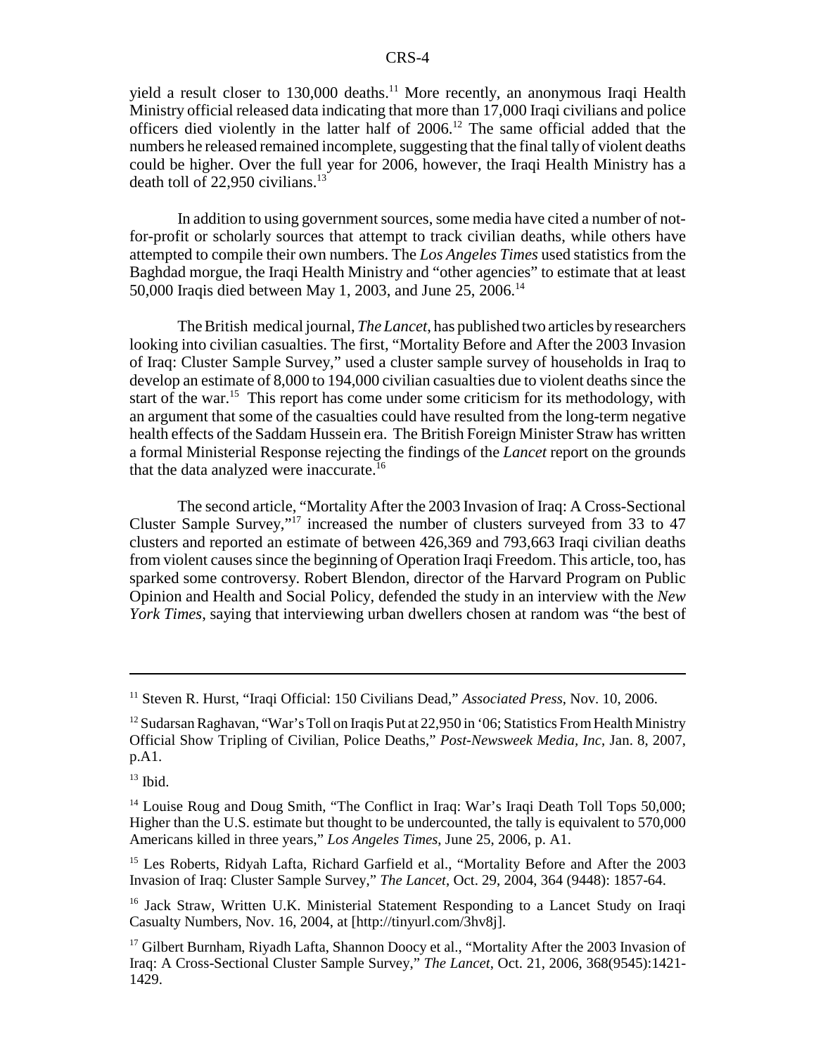yield a result closer to 130,000 deaths.[11] More recently, an anonymous Iraqi Health Ministry official released data indicating that more than 17,000 Iraqi civilians and police officers died violently in the latter half of 2006.[12] The same official added that the numbers he released remained incomplete, suggesting that the final tally of violent deaths could be higher. Over the full year for 2006, however, the Iraqi Health Ministry has a death toll of 22,950 civilians.[13]

In addition to using government sources, some media have cited a number of not-for-profit or scholarly sources that attempt to track civilian deaths, while others have attempted to compile their own numbers. The *Los Angeles Times* used statistics from the Baghdad morgue, the Iraqi Health Ministry and "other agencies" to estimate that at least 50,000 Iraqis died between May 1, 2003, and June 25, 2006.[14]

The British medical journal, *The Lancet*, has published two articles by researchers looking into civilian casualties. The first, "Mortality Before and After the 2003 Invasion of Iraq: Cluster Sample Survey," used a cluster sample survey of households in Iraq to develop an estimate of 8,000 to 194,000 civilian casualties due to violent deaths since the start of the war.[15] This report has come under some criticism for its methodology, with an argument that some of the casualties could have resulted from the long-term negative health effects of the Saddam Hussein era. The British Foreign Minister Straw has written a formal Ministerial Response rejecting the findings of the *Lancet* report on the grounds that the data analyzed were inaccurate.[16]

The second article, "Mortality After the 2003 Invasion of Iraq: A Cross-Sectional Cluster Sample Survey,"[17] increased the number of clusters surveyed from 33 to 47 clusters and reported an estimate of between 426,369 and 793,663 Iraqi civilian deaths from violent causes since the beginning of Operation Iraqi Freedom. This article, too, has sparked some controversy. Robert Blendon, director of the Harvard Program on Public Opinion and Health and Social Policy, defended the study in an interview with the *New York Times*, saying that interviewing urban dwellers chosen at random was "the best of

---

[11] Steven R. Hurst, "Iraqi Official: 150 Civilians Dead," *Associated Press*, Nov. 10, 2006.

[12] Sudarsan Raghavan, "War's Toll on Iraqis Put at 22,950 in '06; Statistics From Health Ministry Official Show Tripling of Civilian, Police Deaths," *Post-Newsweek Media, Inc*, Jan. 8, 2007, p.A1.

[13] Ibid.

[14] Louise Roug and Doug Smith, "The Conflict in Iraq: War's Iraqi Death Toll Tops 50,000; Higher than the U.S. estimate but thought to be undercounted, the tally is equivalent to 570,000 Americans killed in three years," *Los Angeles Times*, June 25, 2006, p. A1.

[15] Les Roberts, Ridyah Lafta, Richard Garfield et al., "Mortality Before and After the 2003 Invasion of Iraq: Cluster Sample Survey," *The Lancet*, Oct. 29, 2004, 364 (9448): 1857-64.

[16] Jack Straw, Written U.K. Ministerial Statement Responding to a Lancet Study on Iraqi Casualty Numbers, Nov. 16, 2004, at [http://tinyurl.com/3hv8j].

[17] Gilbert Burnham, Riyadh Lafta, Shannon Doocy et al., "Mortality After the 2003 Invasion of Iraq: A Cross-Sectional Cluster Sample Survey," *The Lancet*, Oct. 21, 2006, 368(9545):1421-1429.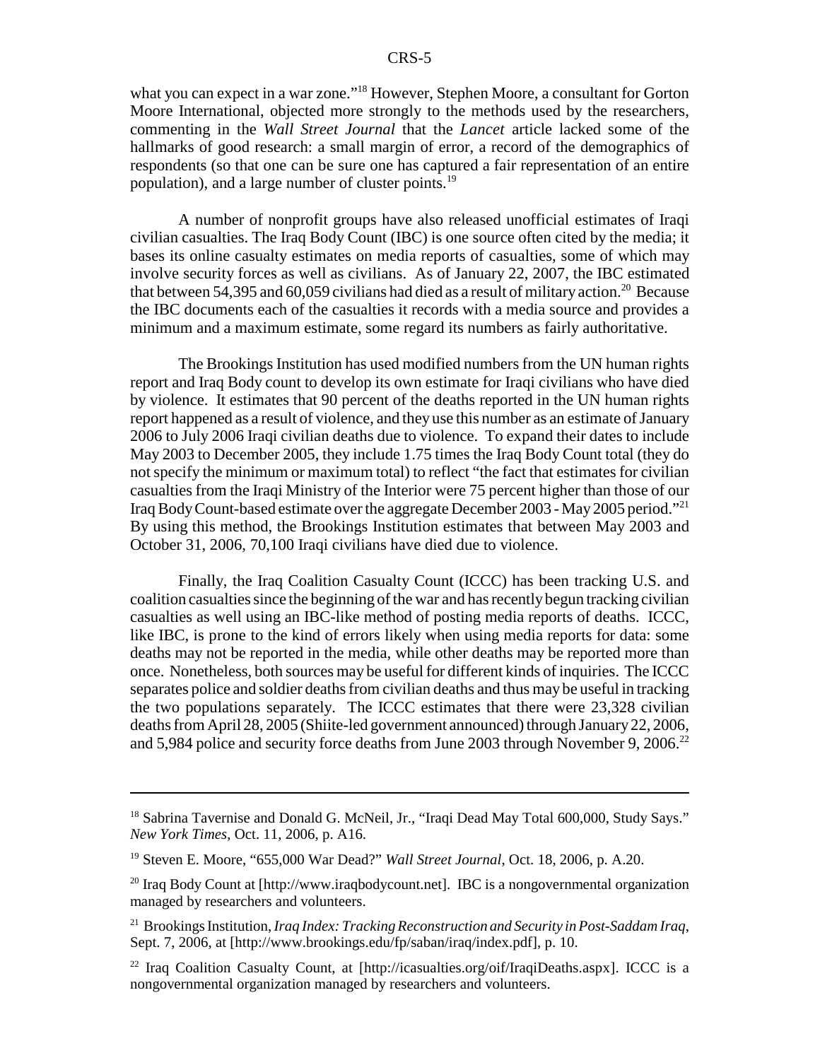what you can expect in a war zone."[18] However, Stephen Moore, a consultant for Gorton Moore International, objected more strongly to the methods used by the researchers, commenting in the *Wall Street Journal* that the *Lancet* article lacked some of the hallmarks of good research: a small margin of error, a record of the demographics of respondents (so that one can be sure one has captured a fair representation of an entire population), and a large number of cluster points.[19]

A number of nonprofit groups have also released unofficial estimates of Iraqi civilian casualties. The Iraq Body Count (IBC) is one source often cited by the media; it bases its online casualty estimates on media reports of casualties, some of which may involve security forces as well as civilians. As of January 22, 2007, the IBC estimated that between 54,395 and 60,059 civilians had died as a result of military action.[20] Because the IBC documents each of the casualties it records with a media source and provides a minimum and a maximum estimate, some regard its numbers as fairly authoritative.

The Brookings Institution has used modified numbers from the UN human rights report and Iraq Body count to develop its own estimate for Iraqi civilians who have died by violence. It estimates that 90 percent of the deaths reported in the UN human rights report happened as a result of violence, and they use this number as an estimate of January 2006 to July 2006 Iraqi civilian deaths due to violence. To expand their dates to include May 2003 to December 2005, they include 1.75 times the Iraq Body Count total (they do not specify the minimum or maximum total) to reflect "the fact that estimates for civilian casualties from the Iraqi Ministry of the Interior were 75 percent higher than those of our Iraq Body Count-based estimate over the aggregate December 2003 - May 2005 period."[21] By using this method, the Brookings Institution estimates that between May 2003 and October 31, 2006, 70,100 Iraqi civilians have died due to violence.

Finally, the Iraq Coalition Casualty Count (ICCC) has been tracking U.S. and coalition casualties since the beginning of the war and has recently begun tracking civilian casualties as well using an IBC-like method of posting media reports of deaths. ICCC, like IBC, is prone to the kind of errors likely when using media reports for data: some deaths may not be reported in the media, while other deaths may be reported more than once. Nonetheless, both sources may be useful for different kinds of inquiries. The ICCC separates police and soldier deaths from civilian deaths and thus may be useful in tracking the two populations separately. The ICCC estimates that there were 23,328 civilian deaths from April 28, 2005 (Shiite-led government announced) through January 22, 2006, and 5,984 police and security force deaths from June 2003 through November 9, 2006.[22]

---

[18] Sabrina Tavernise and Donald G. McNeil, Jr., "Iraqi Dead May Total 600,000, Study Says." *New York Times*, Oct. 11, 2006, p. A16.

[19] Steven E. Moore, "655,000 War Dead?" *Wall Street Journal*, Oct. 18, 2006, p. A.20.

[20] Iraq Body Count at [http://www.iraqbodycount.net]. IBC is a nongovernmental organization managed by researchers and volunteers.

[21] Brookings Institution, *Iraq Index: Tracking Reconstruction and Security in Post-Saddam Iraq*, Sept. 7, 2006, at [http://www.brookings.edu/fp/saban/iraq/index.pdf], p. 10.

[22] Iraq Coalition Casualty Count, at [http://icasualties.org/oif/IraqiDeaths.aspx]. ICCC is a nongovernmental organization managed by researchers and volunteers.